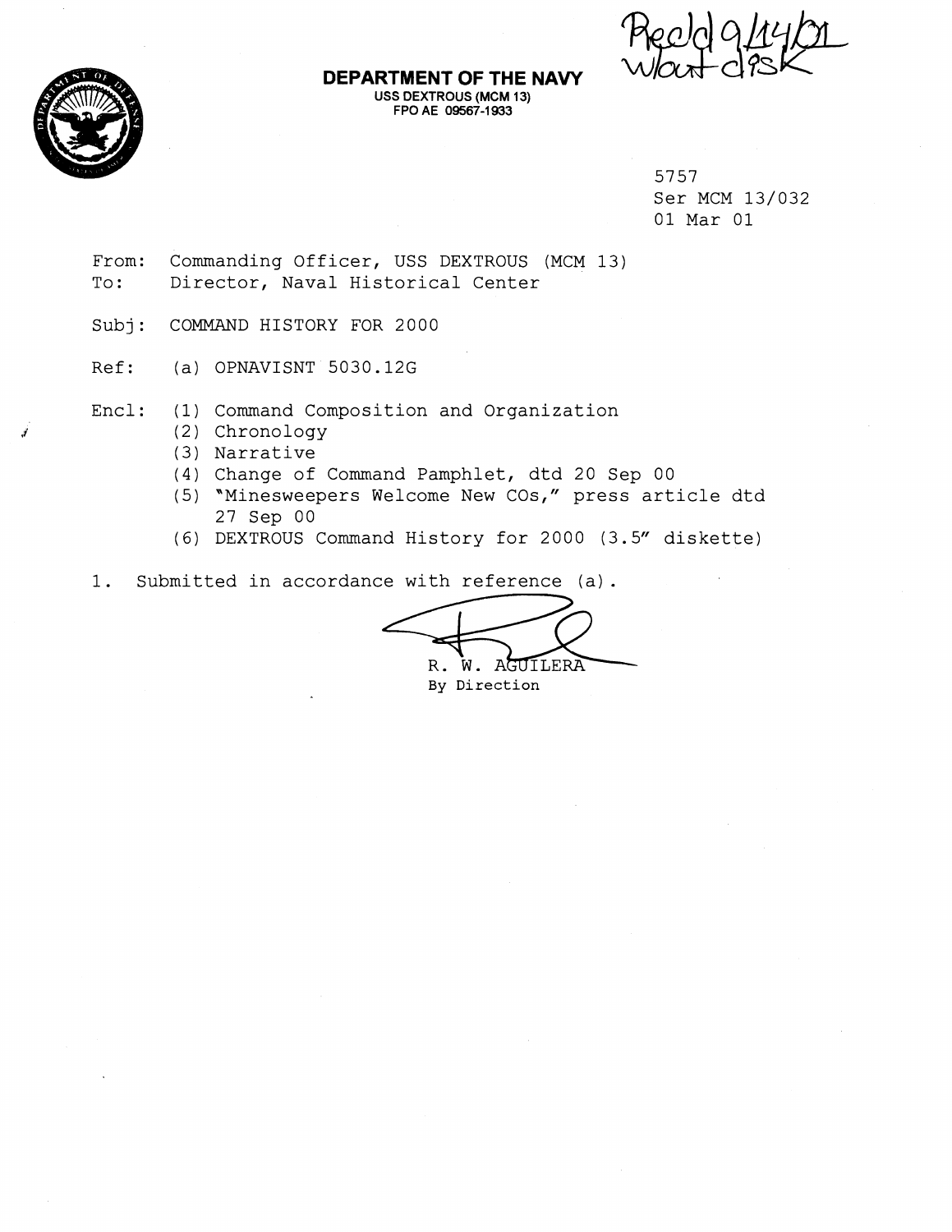**DEPARTMENT OF THE NAVY**
USS DEXTROUS (MCM 13)
FPO AE 09567-1933

Rec'd 9/14/01
w/out disk

5757
Ser MCM 13/032
01 Mar 01

From: Commanding Officer, USS DEXTROUS (MCM 13)
To: Director, Naval Historical Center

Subj: COMMAND HISTORY FOR 2000

Ref: (a) OPNAVISNT 5030.12G

Encl: (1) Command Composition and Organization
(2) Chronology
(3) Narrative
(4) Change of Command Pamphlet, dtd 20 Sep 00
(5) "Minesweepers Welcome New COs," press article dtd 27 Sep 00
(6) DEXTROUS Command History for 2000 (3.5" diskette)

1. Submitted in accordance with reference (a).

R. W. AGUILERA
By Direction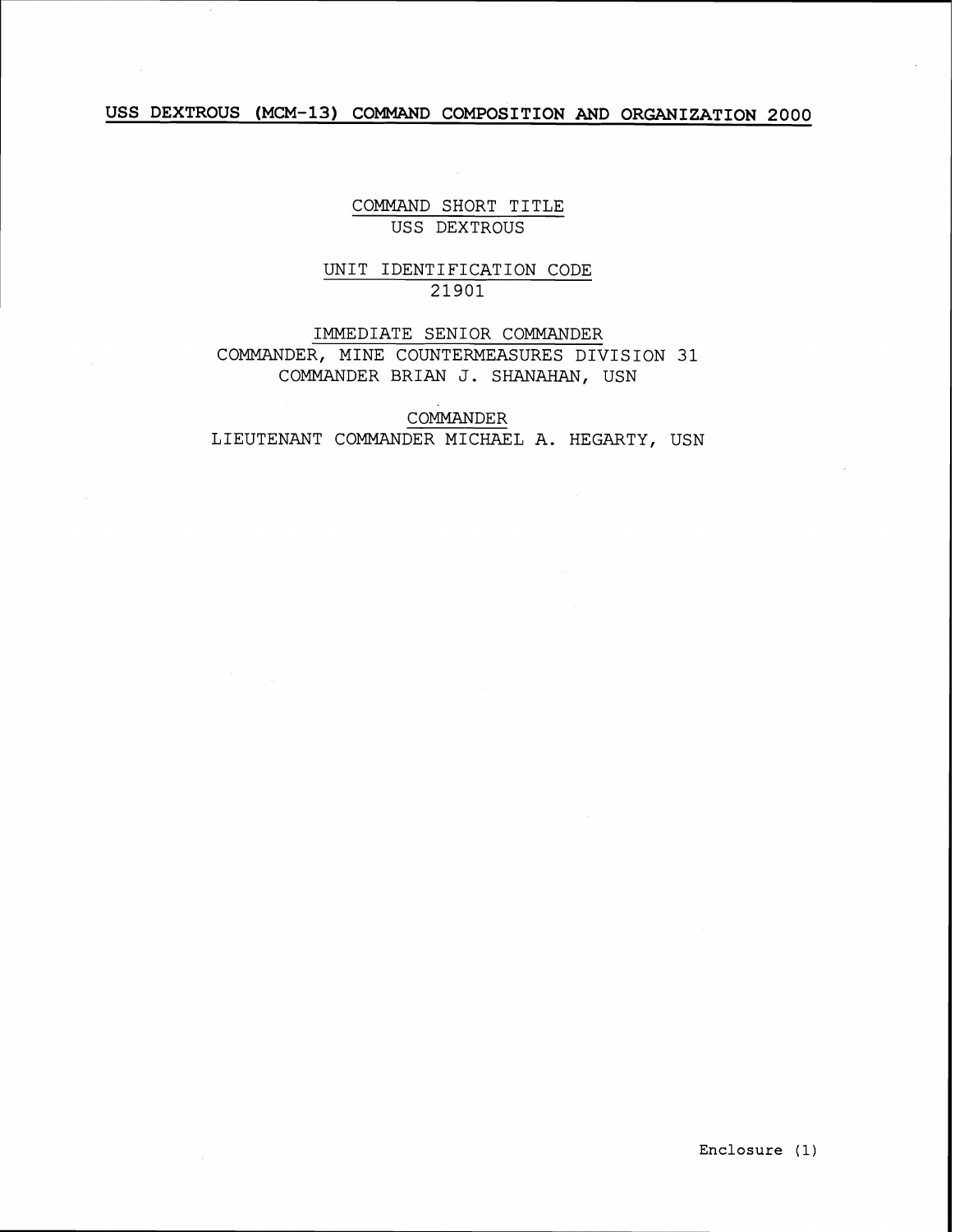# USS DEXTROUS (MCM-13) COMMAND COMPOSITION AND ORGANIZATION 2000

COMMAND SHORT TITLE
USS DEXTROUS

UNIT IDENTIFICATION CODE
21901

IMMEDIATE SENIOR COMMANDER
COMMANDER, MINE COUNTERMEASURES DIVISION 31
COMMANDER BRIAN J. SHANAHAN, USN

COMMANDER
LIEUTENANT COMMANDER MICHAEL A. HEGARTY, USN

Enclosure (1)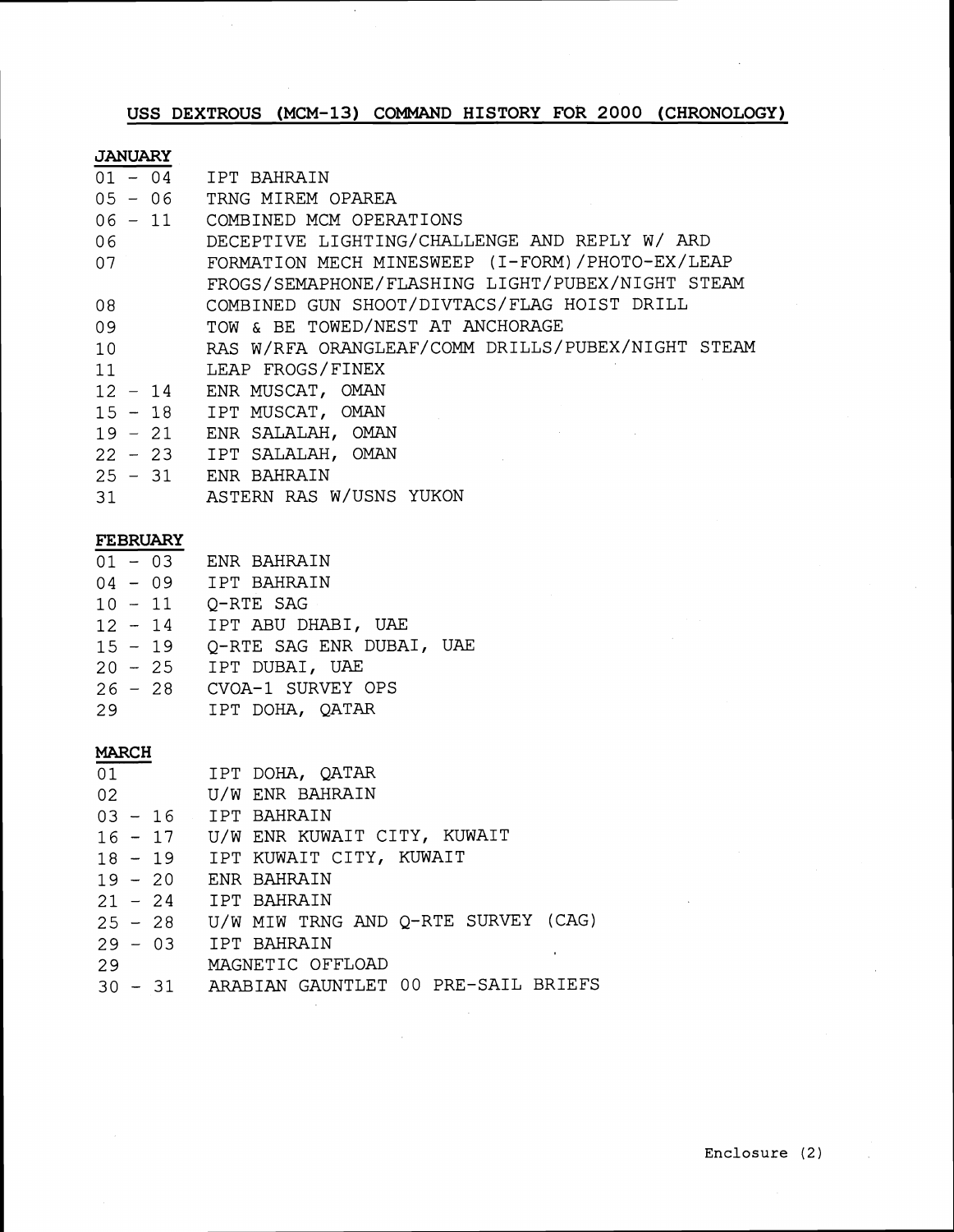## USS DEXTROUS (MCM-13) COMMAND HISTORY FOR 2000 (CHRONOLOGY)

### JANUARY

| | |
|---|---|
| 01 - 04 | IPT BAHRAIN |
| 05 - 06 | TRNG MIREM OPAREA |
| 06 - 11 | COMBINED MCM OPERATIONS |
| 06 | DECEPTIVE LIGHTING/CHALLENGE AND REPLY W/ ARD |
| 07 | FORMATION MECH MINESWEEP (I-FORM)/PHOTO-EX/LEAP FROGS/SEMAPHONE/FLASHING LIGHT/PUBEX/NIGHT STEAM |
| 08 | COMBINED GUN SHOOT/DIVTACS/FLAG HOIST DRILL |
| 09 | TOW & BE TOWED/NEST AT ANCHORAGE |
| 10 | RAS W/RFA ORANGLEAF/COMM DRILLS/PUBEX/NIGHT STEAM |
| 11 | LEAP FROGS/FINEX |
| 12 - 14 | ENR MUSCAT, OMAN |
| 15 - 18 | IPT MUSCAT, OMAN |
| 19 - 21 | ENR SALALAH, OMAN |
| 22 - 23 | IPT SALALAH, OMAN |
| 25 - 31 | ENR BAHRAIN |
| 31 | ASTERN RAS W/USNS YUKON |

### FEBRUARY

| | |
|---|---|
| 01 - 03 | ENR BAHRAIN |
| 04 - 09 | IPT BAHRAIN |
| 10 - 11 | Q-RTE SAG |
| 12 - 14 | IPT ABU DHABI, UAE |
| 15 - 19 | Q-RTE SAG ENR DUBAI, UAE |
| 20 - 25 | IPT DUBAI, UAE |
| 26 - 28 | CVOA-1 SURVEY OPS |
| 29 | IPT DOHA, QATAR |

### MARCH

| | |
|---|---|
| 01 | IPT DOHA, QATAR |
| 02 | U/W ENR BAHRAIN |
| 03 - 16 | IPT BAHRAIN |
| 16 - 17 | U/W ENR KUWAIT CITY, KUWAIT |
| 18 - 19 | IPT KUWAIT CITY, KUWAIT |
| 19 - 20 | ENR BAHRAIN |
| 21 - 24 | IPT BAHRAIN |
| 25 - 28 | U/W MIW TRNG AND Q-RTE SURVEY (CAG) |
| 29 - 03 | IPT BAHRAIN |
| 29 | MAGNETIC OFFLOAD |
| 30 - 31 | ARABIAN GAUNTLET 00 PRE-SAIL BRIEFS |

Enclosure (2)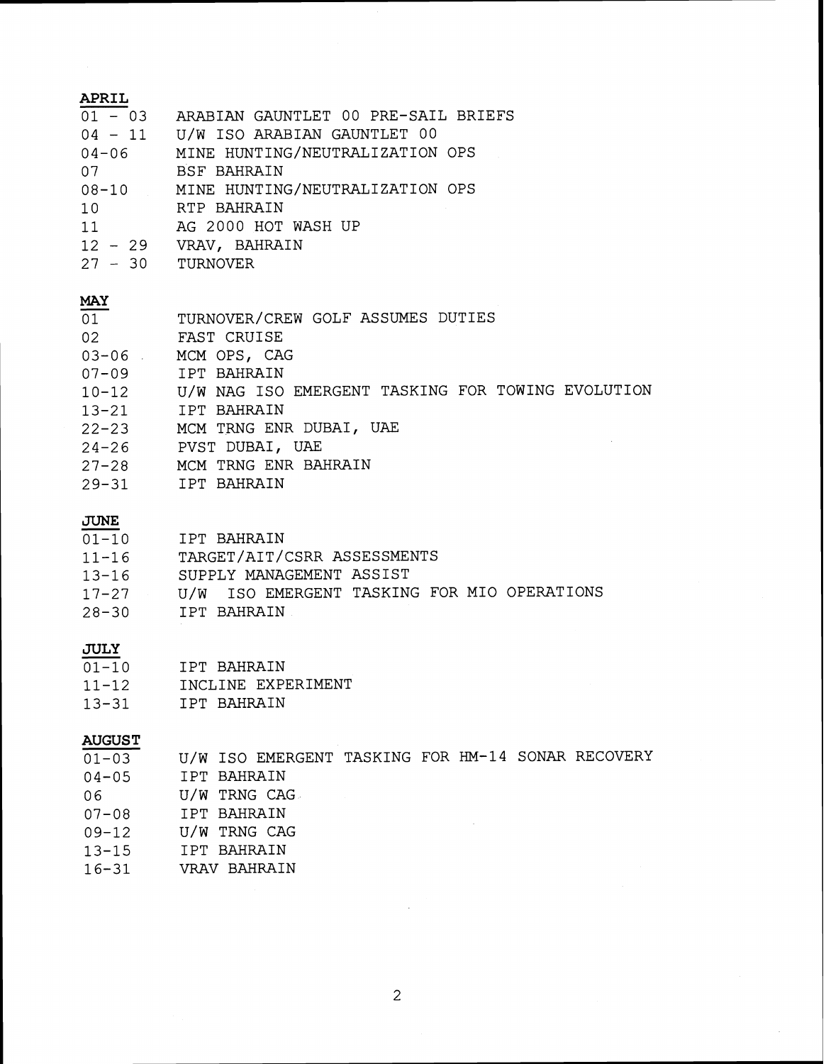**APRIL**

| | |
|---|---|
| 01 - 03 | ARABIAN GAUNTLET 00 PRE-SAIL BRIEFS |
| 04 - 11 | U/W ISO ARABIAN GAUNTLET 00 |
| 04-06 | MINE HUNTING/NEUTRALIZATION OPS |
| 07 | BSF BAHRAIN |
| 08-10 | MINE HUNTING/NEUTRALIZATION OPS |
| 10 | RTP BAHRAIN |
| 11 | AG 2000 HOT WASH UP |
| 12 - 29 | VRAV, BAHRAIN |
| 27 - 30 | TURNOVER |

**MAY**

| | |
|---|---|
| 01 | TURNOVER/CREW GOLF ASSUMES DUTIES |
| 02 | FAST CRUISE |
| 03-06 | MCM OPS, CAG |
| 07-09 | IPT BAHRAIN |
| 10-12 | U/W NAG ISO EMERGENT TASKING FOR TOWING EVOLUTION |
| 13-21 | IPT BAHRAIN |
| 22-23 | MCM TRNG ENR DUBAI, UAE |
| 24-26 | PVST DUBAI, UAE |
| 27-28 | MCM TRNG ENR BAHRAIN |
| 29-31 | IPT BAHRAIN |

**JUNE**

| | |
|---|---|
| 01-10 | IPT BAHRAIN |
| 11-16 | TARGET/AIT/CSRR ASSESSMENTS |
| 13-16 | SUPPLY MANAGEMENT ASSIST |
| 17-27 | U/W ISO EMERGENT TASKING FOR MIO OPERATIONS |
| 28-30 | IPT BAHRAIN |

**JULY**

| | |
|---|---|
| 01-10 | IPT BAHRAIN |
| 11-12 | INCLINE EXPERIMENT |
| 13-31 | IPT BAHRAIN |

**AUGUST**

| | |
|---|---|
| 01-03 | U/W ISO EMERGENT TASKING FOR HM-14 SONAR RECOVERY |
| 04-05 | IPT BAHRAIN |
| 06 | U/W TRNG CAG |
| 07-08 | IPT BAHRAIN |
| 09-12 | U/W TRNG CAG |
| 13-15 | IPT BAHRAIN |
| 16-31 | VRAV BAHRAIN |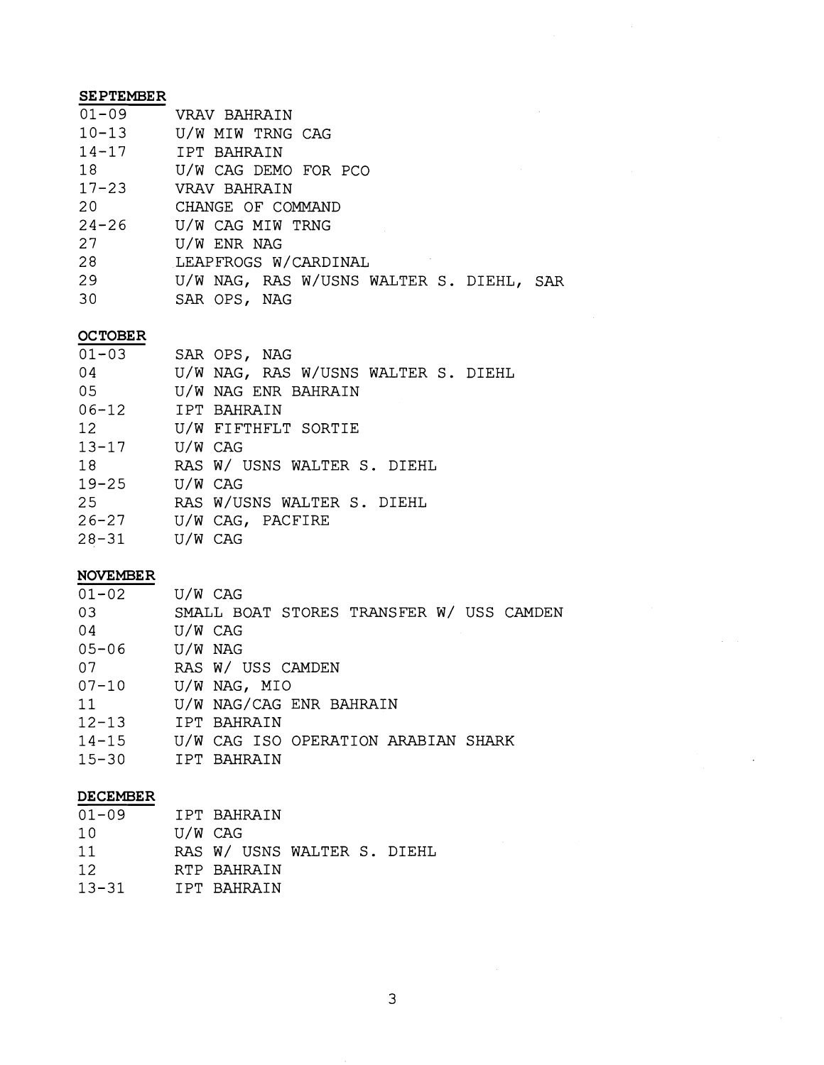**SEPTEMBER**

| | |
|---|---|
| 01-09 | VRAV BAHRAIN |
| 10-13 | U/W MIW TRNG CAG |
| 14-17 | IPT BAHRAIN |
| 18 | U/W CAG DEMO FOR PCO |
| 17-23 | VRAV BAHRAIN |
| 20 | CHANGE OF COMMAND |
| 24-26 | U/W CAG MIW TRNG |
| 27 | U/W ENR NAG |
| 28 | LEAPFROGS W/CARDINAL |
| 29 | U/W NAG, RAS W/USNS WALTER S. DIEHL, SAR |
| 30 | SAR OPS, NAG |

**OCTOBER**

| | |
|---|---|
| 01-03 | SAR OPS, NAG |
| 04 | U/W NAG, RAS W/USNS WALTER S. DIEHL |
| 05 | U/W NAG ENR BAHRAIN |
| 06-12 | IPT BAHRAIN |
| 12 | U/W FIFTHFLT SORTIE |
| 13-17 | U/W CAG |
| 18 | RAS W/ USNS WALTER S. DIEHL |
| 19-25 | U/W CAG |
| 25 | RAS W/USNS WALTER S. DIEHL |
| 26-27 | U/W CAG, PACFIRE |
| 28-31 | U/W CAG |

**NOVEMBER**

| | |
|---|---|
| 01-02 | U/W CAG |
| 03 | SMALL BOAT STORES TRANSFER W/ USS CAMDEN |
| 04 | U/W CAG |
| 05-06 | U/W NAG |
| 07 | RAS W/ USS CAMDEN |
| 07-10 | U/W NAG, MIO |
| 11 | U/W NAG/CAG ENR BAHRAIN |
| 12-13 | IPT BAHRAIN |
| 14-15 | U/W CAG ISO OPERATION ARABIAN SHARK |
| 15-30 | IPT BAHRAIN |

**DECEMBER**

| | |
|---|---|
| 01-09 | IPT BAHRAIN |
| 10 | U/W CAG |
| 11 | RAS W/ USNS WALTER S. DIEHL |
| 12 | RTP BAHRAIN |
| 13-31 | IPT BAHRAIN |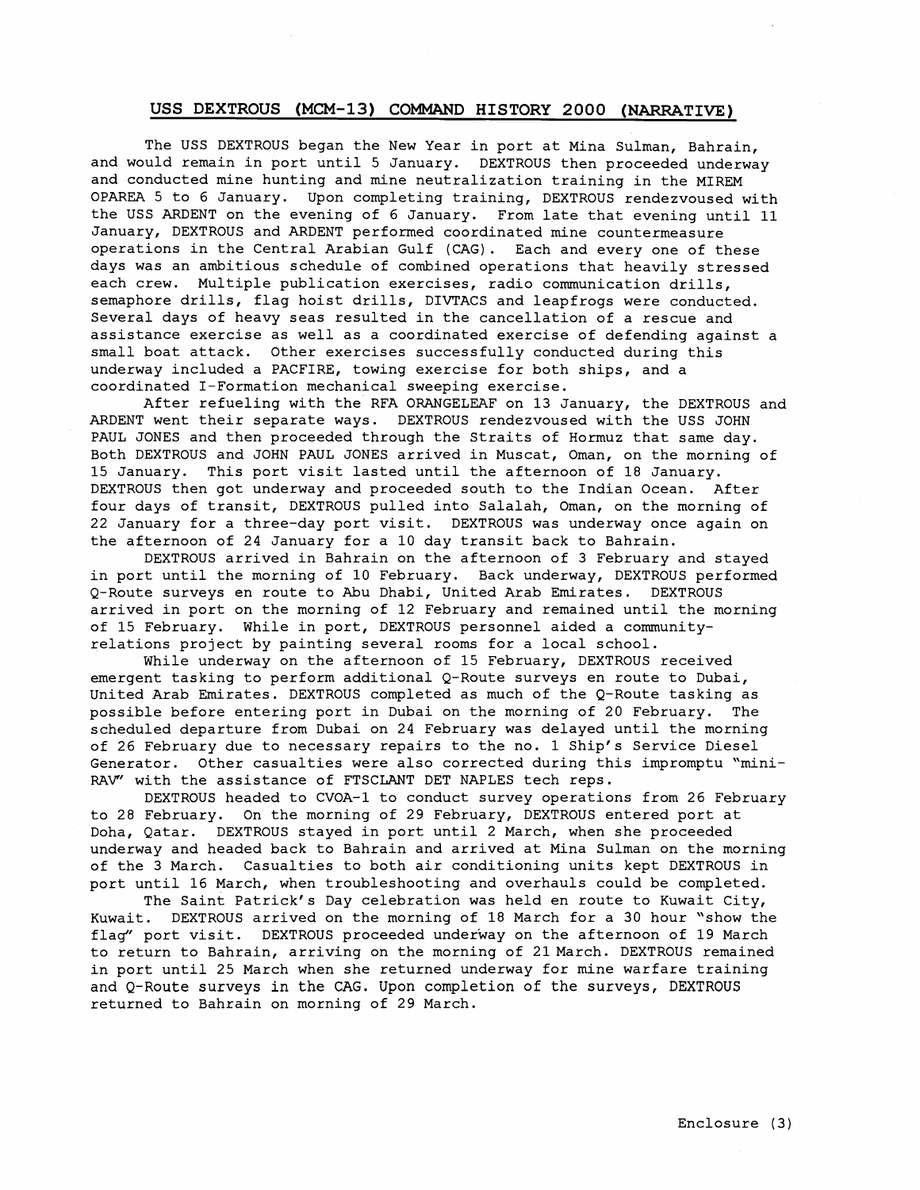## USS DEXTROUS (MCM-13) COMMAND HISTORY 2000 (NARRATIVE)

The USS DEXTROUS began the New Year in port at Mina Sulman, Bahrain, and would remain in port until 5 January. DEXTROUS then proceeded underway and conducted mine hunting and mine neutralization training in the MIREM OPAREA 5 to 6 January. Upon completing training, DEXTROUS rendezvoused with the USS ARDENT on the evening of 6 January. From late that evening until 11 January, DEXTROUS and ARDENT performed coordinated mine countermeasure operations in the Central Arabian Gulf (CAG). Each and every one of these days was an ambitious schedule of combined operations that heavily stressed each crew. Multiple publication exercises, radio communication drills, semaphore drills, flag hoist drills, DIVTACS and leapfrogs were conducted. Several days of heavy seas resulted in the cancellation of a rescue and assistance exercise as well as a coordinated exercise of defending against a small boat attack. Other exercises successfully conducted during this underway included a PACFIRE, towing exercise for both ships, and a coordinated I-Formation mechanical sweeping exercise.

After refueling with the RFA ORANGELEAF on 13 January, the DEXTROUS and ARDENT went their separate ways. DEXTROUS rendezvoused with the USS JOHN PAUL JONES and then proceeded through the Straits of Hormuz that same day. Both DEXTROUS and JOHN PAUL JONES arrived in Muscat, Oman, on the morning of 15 January. This port visit lasted until the afternoon of 18 January. DEXTROUS then got underway and proceeded south to the Indian Ocean. After four days of transit, DEXTROUS pulled into Salalah, Oman, on the morning of 22 January for a three-day port visit. DEXTROUS was underway once again on the afternoon of 24 January for a 10 day transit back to Bahrain.

DEXTROUS arrived in Bahrain on the afternoon of 3 February and stayed in port until the morning of 10 February. Back underway, DEXTROUS performed Q-Route surveys en route to Abu Dhabi, United Arab Emirates. DEXTROUS arrived in port on the morning of 12 February and remained until the morning of 15 February. While in port, DEXTROUS personnel aided a community-relations project by painting several rooms for a local school.

While underway on the afternoon of 15 February, DEXTROUS received emergent tasking to perform additional Q-Route surveys en route to Dubai, United Arab Emirates. DEXTROUS completed as much of the Q-Route tasking as possible before entering port in Dubai on the morning of 20 February. The scheduled departure from Dubai on 24 February was delayed until the morning of 26 February due to necessary repairs to the no. 1 Ship's Service Diesel Generator. Other casualties were also corrected during this impromptu "mini-RAV" with the assistance of FTSCLANT DET NAPLES tech reps.

DEXTROUS headed to CVOA-1 to conduct survey operations from 26 February to 28 February. On the morning of 29 February, DEXTROUS entered port at Doha, Qatar. DEXTROUS stayed in port until 2 March, when she proceeded underway and headed back to Bahrain and arrived at Mina Sulman on the morning of the 3 March. Casualties to both air conditioning units kept DEXTROUS in port until 16 March, when troubleshooting and overhauls could be completed.

The Saint Patrick's Day celebration was held en route to Kuwait City, Kuwait. DEXTROUS arrived on the morning of 18 March for a 30 hour "show the flag" port visit. DEXTROUS proceeded underway on the afternoon of 19 March to return to Bahrain, arriving on the morning of 21 March. DEXTROUS remained in port until 25 March when she returned underway for mine warfare training and Q-Route surveys in the CAG. Upon completion of the surveys, DEXTROUS returned to Bahrain on morning of 29 March.

Enclosure (3)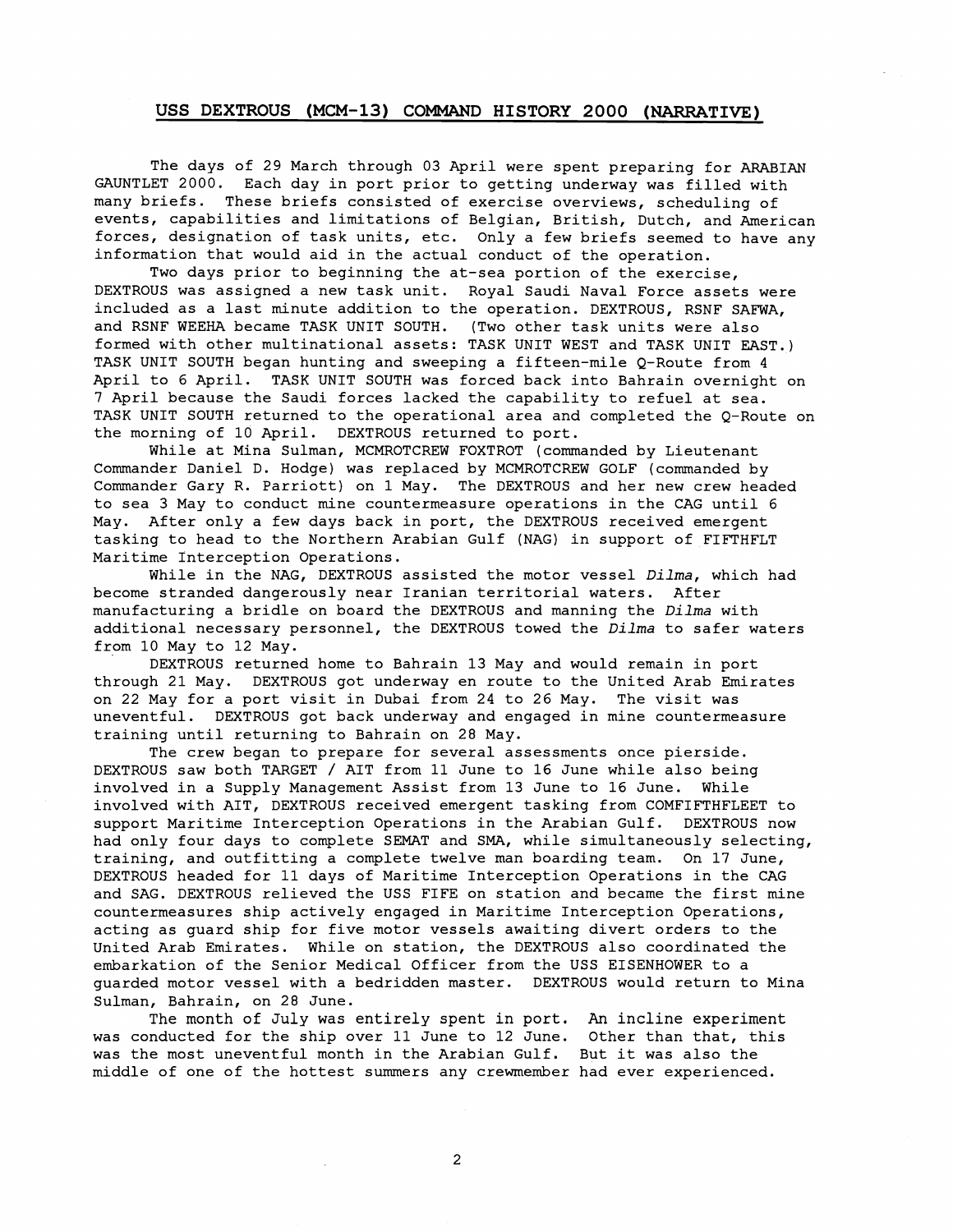## USS DEXTROUS (MCM-13) COMMAND HISTORY 2000 (NARRATIVE)

The days of 29 March through 03 April were spent preparing for ARABIAN GAUNTLET 2000. Each day in port prior to getting underway was filled with many briefs. These briefs consisted of exercise overviews, scheduling of events, capabilities and limitations of Belgian, British, Dutch, and American forces, designation of task units, etc. Only a few briefs seemed to have any information that would aid in the actual conduct of the operation.

Two days prior to beginning the at-sea portion of the exercise, DEXTROUS was assigned a new task unit. Royal Saudi Naval Force assets were included as a last minute addition to the operation. DEXTROUS, RSNF SAFWA, and RSNF WEEHA became TASK UNIT SOUTH. (Two other task units were also formed with other multinational assets: TASK UNIT WEST and TASK UNIT EAST.) TASK UNIT SOUTH began hunting and sweeping a fifteen-mile Q-Route from 4 April to 6 April. TASK UNIT SOUTH was forced back into Bahrain overnight on 7 April because the Saudi forces lacked the capability to refuel at sea. TASK UNIT SOUTH returned to the operational area and completed the Q-Route on the morning of 10 April. DEXTROUS returned to port.

While at Mina Sulman, MCMROTCREW FOXTROT (commanded by Lieutenant Commander Daniel D. Hodge) was replaced by MCMROTCREW GOLF (commanded by Commander Gary R. Parriott) on 1 May. The DEXTROUS and her new crew headed to sea 3 May to conduct mine countermeasure operations in the CAG until 6 May. After only a few days back in port, the DEXTROUS received emergent tasking to head to the Northern Arabian Gulf (NAG) in support of FIFTHFLT Maritime Interception Operations.

While in the NAG, DEXTROUS assisted the motor vessel *Dilma*, which had become stranded dangerously near Iranian territorial waters. After manufacturing a bridle on board the DEXTROUS and manning the *Dilma* with additional necessary personnel, the DEXTROUS towed the *Dilma* to safer waters from 10 May to 12 May.

DEXTROUS returned home to Bahrain 13 May and would remain in port through 21 May. DEXTROUS got underway en route to the United Arab Emirates on 22 May for a port visit in Dubai from 24 to 26 May. The visit was uneventful. DEXTROUS got back underway and engaged in mine countermeasure training until returning to Bahrain on 28 May.

The crew began to prepare for several assessments once pierside. DEXTROUS saw both TARGET / AIT from 11 June to 16 June while also being involved in a Supply Management Assist from 13 June to 16 June. While involved with AIT, DEXTROUS received emergent tasking from COMFIFTHFLEET to support Maritime Interception Operations in the Arabian Gulf. DEXTROUS now had only four days to complete SEMAT and SMA, while simultaneously selecting, training, and outfitting a complete twelve man boarding team. On 17 June, DEXTROUS headed for 11 days of Maritime Interception Operations in the CAG and SAG. DEXTROUS relieved the USS FIFE on station and became the first mine countermeasures ship actively engaged in Maritime Interception Operations, acting as guard ship for five motor vessels awaiting divert orders to the United Arab Emirates. While on station, the DEXTROUS also coordinated the embarkation of the Senior Medical Officer from the USS EISENHOWER to a guarded motor vessel with a bedridden master. DEXTROUS would return to Mina Sulman, Bahrain, on 28 June.

The month of July was entirely spent in port. An incline experiment was conducted for the ship over 11 June to 12 June. Other than that, this was the most uneventful month in the Arabian Gulf. But it was also the middle of one of the hottest summers any crewmember had ever experienced.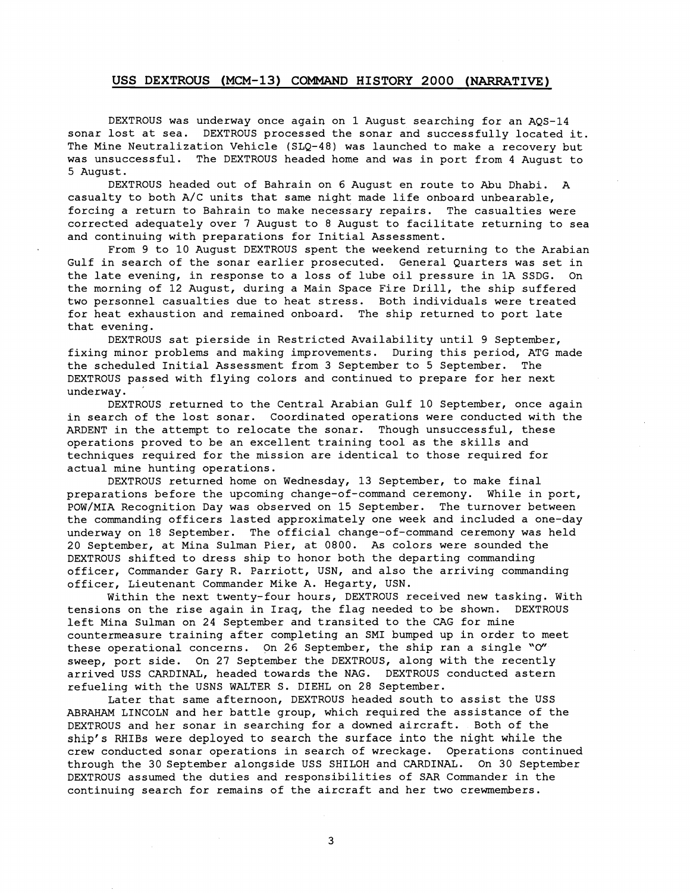# USS DEXTROUS (MCM-13) COMMAND HISTORY 2000 (NARRATIVE)

DEXTROUS was underway once again on 1 August searching for an AQS-14 sonar lost at sea. DEXTROUS processed the sonar and successfully located it. The Mine Neutralization Vehicle (SLQ-48) was launched to make a recovery but was unsuccessful. The DEXTROUS headed home and was in port from 4 August to 5 August.

DEXTROUS headed out of Bahrain on 6 August en route to Abu Dhabi. A casualty to both A/C units that same night made life onboard unbearable, forcing a return to Bahrain to make necessary repairs. The casualties were corrected adequately over 7 August to 8 August to facilitate returning to sea and continuing with preparations for Initial Assessment.

From 9 to 10 August DEXTROUS spent the weekend returning to the Arabian Gulf in search of the sonar earlier prosecuted. General Quarters was set in the late evening, in response to a loss of lube oil pressure in 1A SSDG. On the morning of 12 August, during a Main Space Fire Drill, the ship suffered two personnel casualties due to heat stress. Both individuals were treated for heat exhaustion and remained onboard. The ship returned to port late that evening.

DEXTROUS sat pierside in Restricted Availability until 9 September, fixing minor problems and making improvements. During this period, ATG made the scheduled Initial Assessment from 3 September to 5 September. The DEXTROUS passed with flying colors and continued to prepare for her next underway.

DEXTROUS returned to the Central Arabian Gulf 10 September, once again in search of the lost sonar. Coordinated operations were conducted with the ARDENT in the attempt to relocate the sonar. Though unsuccessful, these operations proved to be an excellent training tool as the skills and techniques required for the mission are identical to those required for actual mine hunting operations.

DEXTROUS returned home on Wednesday, 13 September, to make final preparations before the upcoming change-of-command ceremony. While in port, POW/MIA Recognition Day was observed on 15 September. The turnover between the commanding officers lasted approximately one week and included a one-day underway on 18 September. The official change-of-command ceremony was held 20 September, at Mina Sulman Pier, at 0800. As colors were sounded the DEXTROUS shifted to dress ship to honor both the departing commanding officer, Commander Gary R. Parriott, USN, and also the arriving commanding officer, Lieutenant Commander Mike A. Hegarty, USN.

Within the next twenty-four hours, DEXTROUS received new tasking. With tensions on the rise again in Iraq, the flag needed to be shown. DEXTROUS left Mina Sulman on 24 September and transited to the CAG for mine countermeasure training after completing an SMI bumped up in order to meet these operational concerns. On 26 September, the ship ran a single "O" sweep, port side. On 27 September the DEXTROUS, along with the recently arrived USS CARDINAL, headed towards the NAG. DEXTROUS conducted astern refueling with the USNS WALTER S. DIEHL on 28 September.

Later that same afternoon, DEXTROUS headed south to assist the USS ABRAHAM LINCOLN and her battle group, which required the assistance of the DEXTROUS and her sonar in searching for a downed aircraft. Both of the ship's RHIBs were deployed to search the surface into the night while the crew conducted sonar operations in search of wreckage. Operations continued through the 30 September alongside USS SHILOH and CARDINAL. On 30 September DEXTROUS assumed the duties and responsibilities of SAR Commander in the continuing search for remains of the aircraft and her two crewmembers.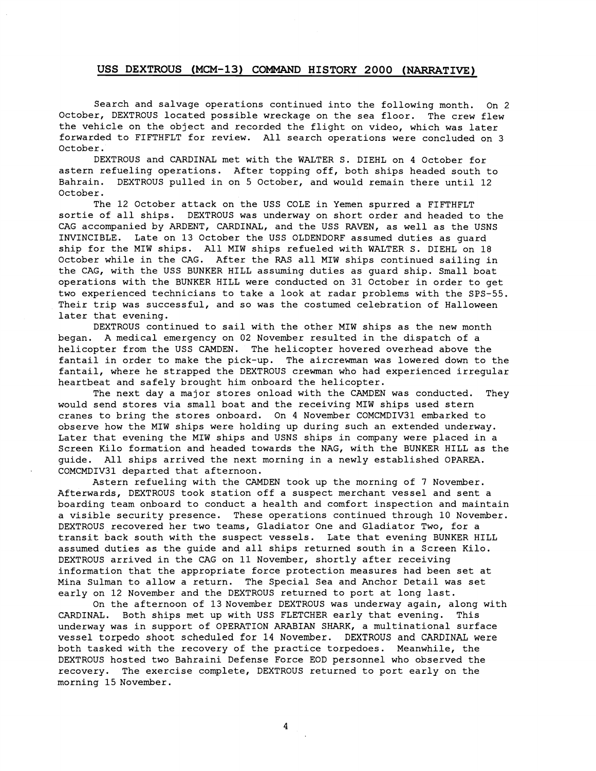## USS DEXTROUS (MCM-13) COMMAND HISTORY 2000 (NARRATIVE)

Search and salvage operations continued into the following month. On 2 October, DEXTROUS located possible wreckage on the sea floor. The crew flew the vehicle on the object and recorded the flight on video, which was later forwarded to FIFTHFLT for review. All search operations were concluded on 3 October.

DEXTROUS and CARDINAL met with the WALTER S. DIEHL on 4 October for astern refueling operations. After topping off, both ships headed south to Bahrain. DEXTROUS pulled in on 5 October, and would remain there until 12 October.

The 12 October attack on the USS COLE in Yemen spurred a FIFTHFLT sortie of all ships. DEXTROUS was underway on short order and headed to the CAG accompanied by ARDENT, CARDINAL, and the USS RAVEN, as well as the USNS INVINCIBLE. Late on 13 October the USS OLDENDORF assumed duties as guard ship for the MIW ships. All MIW ships refueled with WALTER S. DIEHL on 18 October while in the CAG. After the RAS all MIW ships continued sailing in the CAG, with the USS BUNKER HILL assuming duties as guard ship. Small boat operations with the BUNKER HILL were conducted on 31 October in order to get two experienced technicians to take a look at radar problems with the SPS-55. Their trip was successful, and so was the costumed celebration of Halloween later that evening.

DEXTROUS continued to sail with the other MIW ships as the new month began. A medical emergency on 02 November resulted in the dispatch of a helicopter from the USS CAMDEN. The helicopter hovered overhead above the fantail in order to make the pick-up. The aircrewman was lowered down to the fantail, where he strapped the DEXTROUS crewman who had experienced irregular heartbeat and safely brought him onboard the helicopter.

The next day a major stores onload with the CAMDEN was conducted. They would send stores via small boat and the receiving MIW ships used stern cranes to bring the stores onboard. On 4 November COMCMDIV31 embarked to observe how the MIW ships were holding up during such an extended underway. Later that evening the MIW ships and USNS ships in company were placed in a Screen Kilo formation and headed towards the NAG, with the BUNKER HILL as the guide. All ships arrived the next morning in a newly established OPAREA. COMCMDIV31 departed that afternoon.

Astern refueling with the CAMDEN took up the morning of 7 November. Afterwards, DEXTROUS took station off a suspect merchant vessel and sent a boarding team onboard to conduct a health and comfort inspection and maintain a visible security presence. These operations continued through 10 November. DEXTROUS recovered her two teams, Gladiator One and Gladiator Two, for a transit back south with the suspect vessels. Late that evening BUNKER HILL assumed duties as the guide and all ships returned south in a Screen Kilo. DEXTROUS arrived in the CAG on 11 November, shortly after receiving information that the appropriate force protection measures had been set at Mina Sulman to allow a return. The Special Sea and Anchor Detail was set early on 12 November and the DEXTROUS returned to port at long last.

On the afternoon of 13 November DEXTROUS was underway again, along with CARDINAL. Both ships met up with USS FLETCHER early that evening. This underway was in support of OPERATION ARABIAN SHARK, a multinational surface vessel torpedo shoot scheduled for 14 November. DEXTROUS and CARDINAL were both tasked with the recovery of the practice torpedoes. Meanwhile, the DEXTROUS hosted two Bahraini Defense Force EOD personnel who observed the recovery. The exercise complete, DEXTROUS returned to port early on the morning 15 November.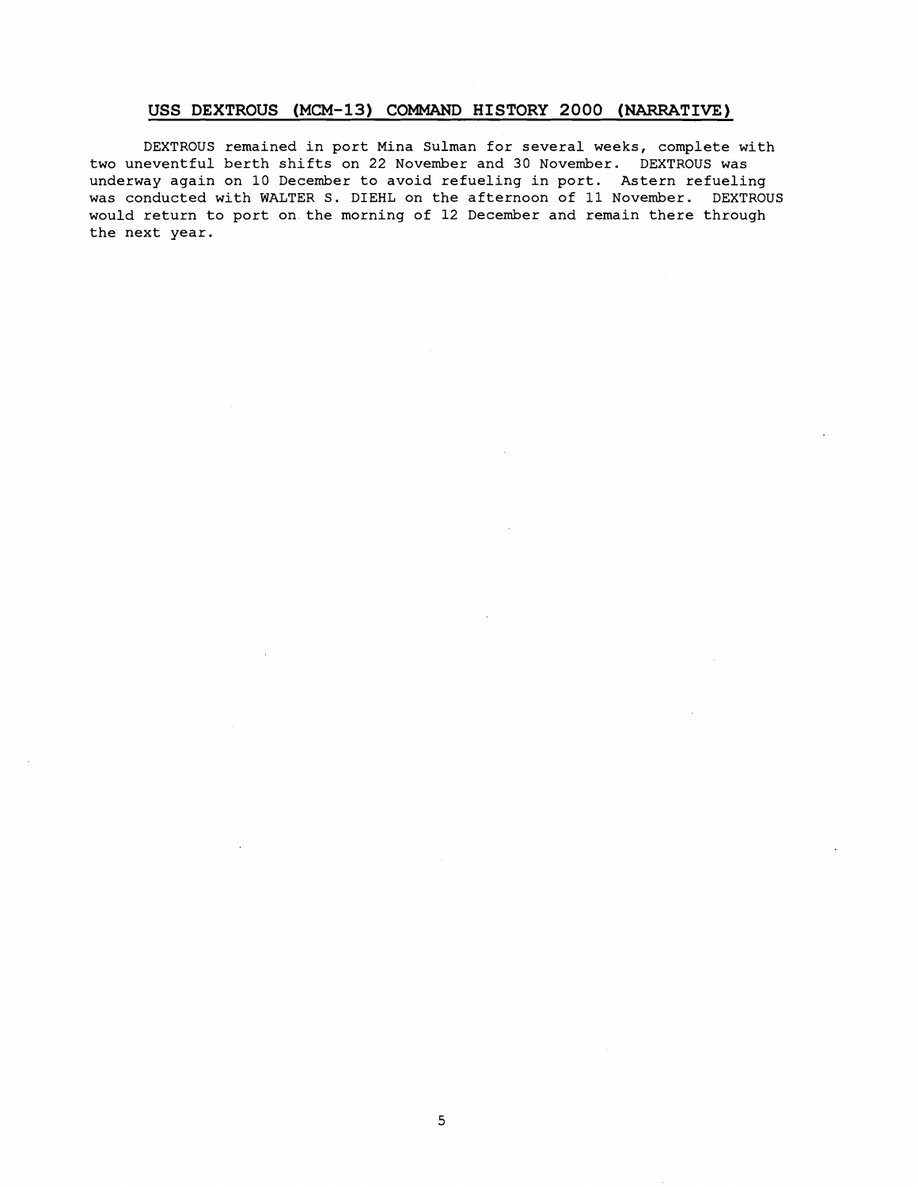## USS DEXTROUS (MCM-13) COMMAND HISTORY 2000 (NARRATIVE)

DEXTROUS remained in port Mina Sulman for several weeks, complete with two uneventful berth shifts on 22 November and 30 November. DEXTROUS was underway again on 10 December to avoid refueling in port. Astern refueling was conducted with WALTER S. DIEHL on the afternoon of 11 November. DEXTROUS would return to port on the morning of 12 December and remain there through the next year.